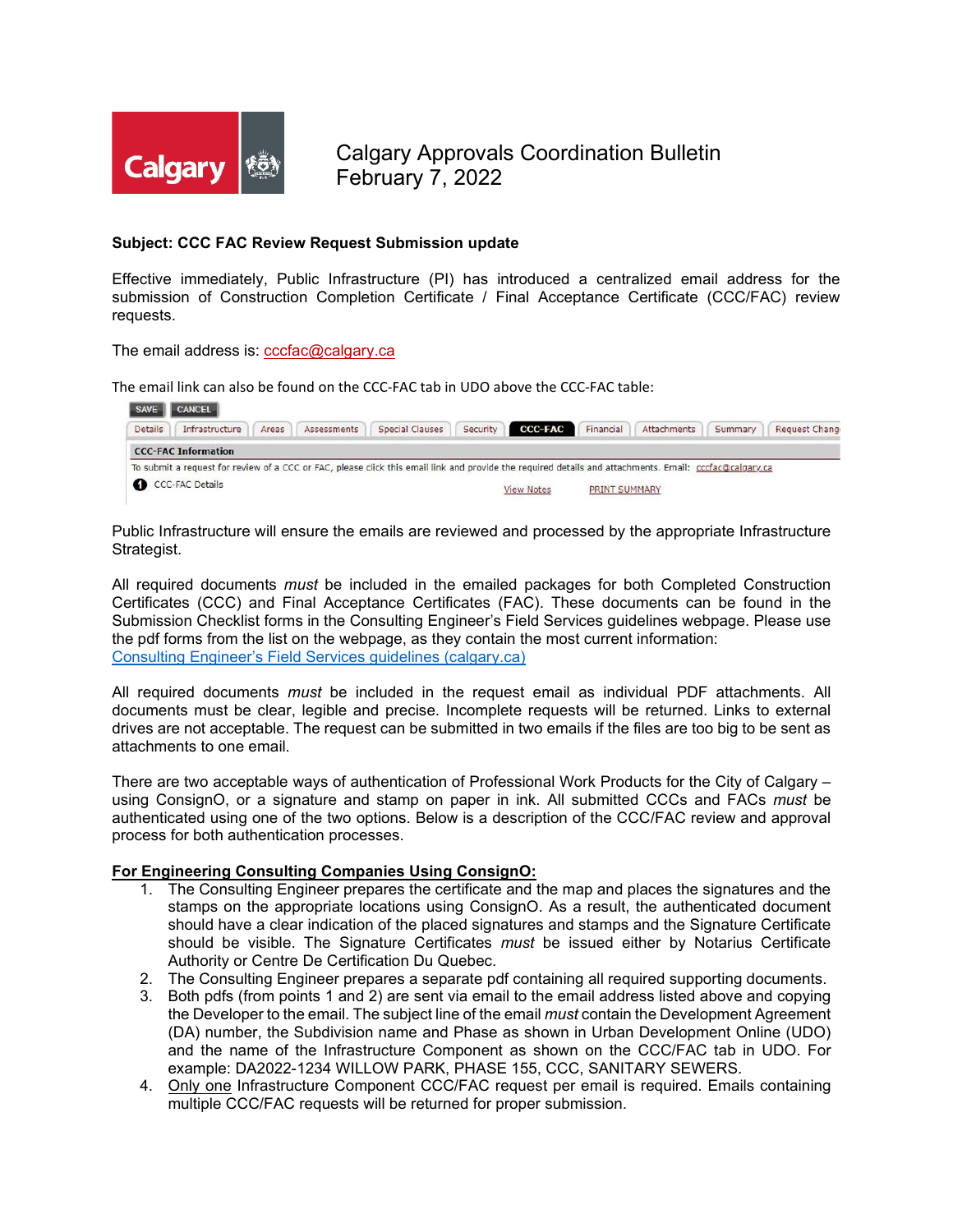# Calgary Approvals Coordination Bulletin
February 7, 2022

**Subject: CCC FAC Review Request Submission update**

Effective immediately, Public Infrastructure (PI) has introduced a centralized email address for the submission of Construction Completion Certificate / Final Acceptance Certificate (CCC/FAC) review requests.

The email address is: cccfac@calgary.ca

The email link can also be found on the CCC-FAC tab in UDO above the CCC-FAC table:

SAVE CANCEL

Details | Infrastructure | Areas | Assessments | Special Clauses | Security | CCC-FAC | Financial | Attachments | Summary | Request Chang

**CCC-FAC Information**

To submit a request for review of a CCC or FAC, please click this email link and provide the required details and attachments. Email: cccfac@calgary.ca

CCC-FAC Details    View Notes    PRINT SUMMARY

Public Infrastructure will ensure the emails are reviewed and processed by the appropriate Infrastructure Strategist.

All required documents *must* be included in the emailed packages for both Completed Construction Certificates (CCC) and Final Acceptance Certificates (FAC). These documents can be found in the Submission Checklist forms in the Consulting Engineer's Field Services guidelines webpage. Please use the pdf forms from the list on the webpage, as they contain the most current information: Consulting Engineer's Field Services guidelines (calgary.ca)

All required documents *must* be included in the request email as individual PDF attachments. All documents must be clear, legible and precise. Incomplete requests will be returned. Links to external drives are not acceptable. The request can be submitted in two emails if the files are too big to be sent as attachments to one email.

There are two acceptable ways of authentication of Professional Work Products for the City of Calgary – using ConsignO, or a signature and stamp on paper in ink. All submitted CCCs and FACs *must* be authenticated using one of the two options. Below is a description of the CCC/FAC review and approval process for both authentication processes.

**For Engineering Consulting Companies Using ConsignO:**

1. The Consulting Engineer prepares the certificate and the map and places the signatures and the stamps on the appropriate locations using ConsignO. As a result, the authenticated document should have a clear indication of the placed signatures and stamps and the Signature Certificate should be visible. The Signature Certificates *must* be issued either by Notarius Certificate Authority or Centre De Certification Du Quebec.
2. The Consulting Engineer prepares a separate pdf containing all required supporting documents.
3. Both pdfs (from points 1 and 2) are sent via email to the email address listed above and copying the Developer to the email. The subject line of the email *must* contain the Development Agreement (DA) number, the Subdivision name and Phase as shown in Urban Development Online (UDO) and the name of the Infrastructure Component as shown on the CCC/FAC tab in UDO. For example: DA2022-1234 WILLOW PARK, PHASE 155, CCC, SANITARY SEWERS.
4. Only one Infrastructure Component CCC/FAC request per email is required. Emails containing multiple CCC/FAC requests will be returned for proper submission.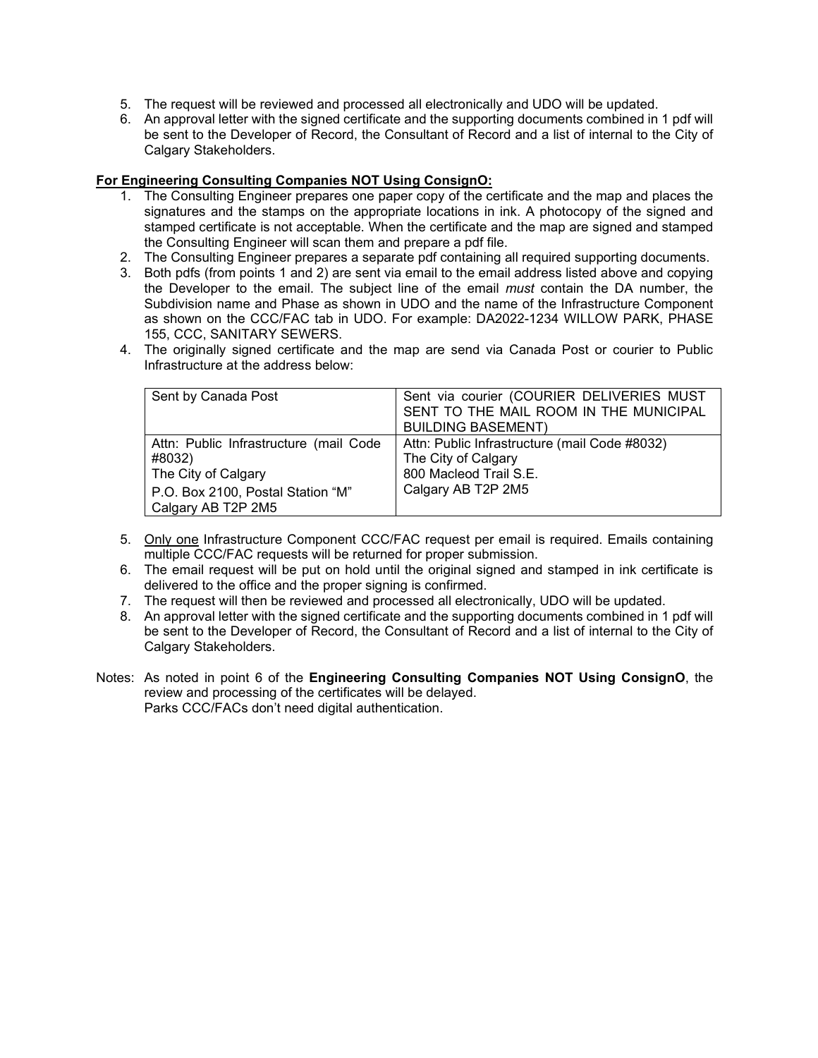5. The request will be reviewed and processed all electronically and UDO will be updated.
6. An approval letter with the signed certificate and the supporting documents combined in 1 pdf will be sent to the Developer of Record, the Consultant of Record and a list of internal to the City of Calgary Stakeholders.

**For Engineering Consulting Companies NOT Using ConsignO:**

1. The Consulting Engineer prepares one paper copy of the certificate and the map and places the signatures and the stamps on the appropriate locations in ink. A photocopy of the signed and stamped certificate is not acceptable. When the certificate and the map are signed and stamped the Consulting Engineer will scan them and prepare a pdf file.
2. The Consulting Engineer prepares a separate pdf containing all required supporting documents.
3. Both pdfs (from points 1 and 2) are sent via email to the email address listed above and copying the Developer to the email. The subject line of the email *must* contain the DA number, the Subdivision name and Phase as shown in UDO and the name of the Infrastructure Component as shown on the CCC/FAC tab in UDO. For example: DA2022-1234 WILLOW PARK, PHASE 155, CCC, SANITARY SEWERS.
4. The originally signed certificate and the map are send via Canada Post or courier to Public Infrastructure at the address below:

| Sent by Canada Post | Sent via courier (COURIER DELIVERIES MUST SENT TO THE MAIL ROOM IN THE MUNICIPAL BUILDING BASEMENT) |
|---|---|
| Attn: Public Infrastructure (mail Code #8032)<br>The City of Calgary<br>P.O. Box 2100, Postal Station "M"<br>Calgary AB T2P 2M5 | Attn: Public Infrastructure (mail Code #8032)<br>The City of Calgary<br>800 Macleod Trail S.E.<br>Calgary AB T2P 2M5 |

5. Only one Infrastructure Component CCC/FAC request per email is required. Emails containing multiple CCC/FAC requests will be returned for proper submission.
6. The email request will be put on hold until the original signed and stamped in ink certificate is delivered to the office and the proper signing is confirmed.
7. The request will then be reviewed and processed all electronically, UDO will be updated.
8. An approval letter with the signed certificate and the supporting documents combined in 1 pdf will be sent to the Developer of Record, the Consultant of Record and a list of internal to the City of Calgary Stakeholders.

Notes: As noted in point 6 of the **Engineering Consulting Companies NOT Using ConsignO**, the review and processing of the certificates will be delayed.
Parks CCC/FACs don't need digital authentication.